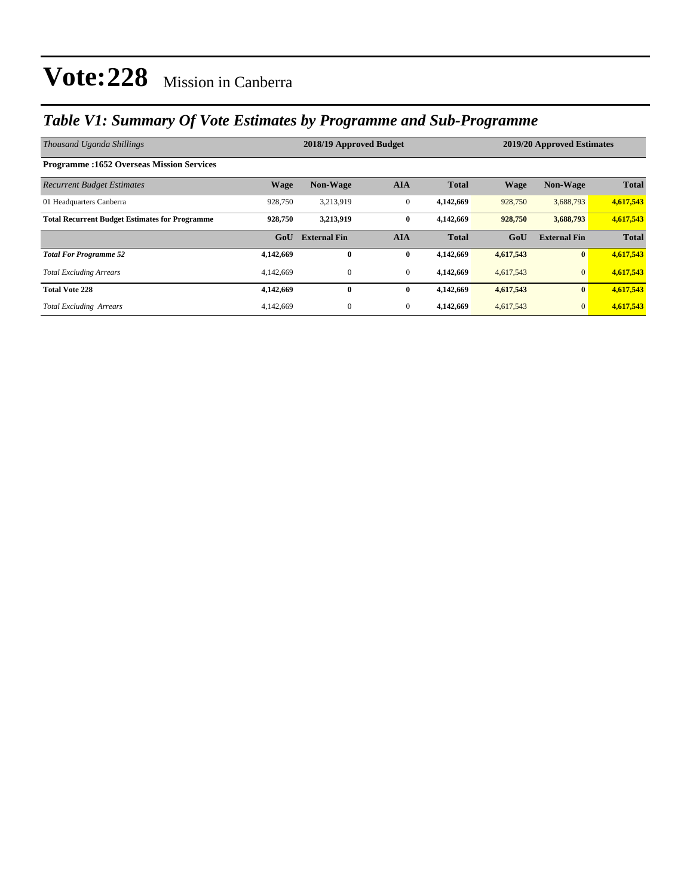# Vote:228 Mission in Canberra

## *Table V1: Summary Of Vote Estimates by Programme and Sub-Programme*

| *Thousand Uganda Shillings* | 2018/19 Approved Budget | | | | 2019/20 Approved Estimates | | |
|---|---|---|---|---|---|---|---|
| **Programme :1652 Overseas Mission Services** | | | | | | | |
| *Recurrent Budget Estimates* | **Wage** | **Non-Wage** | **AIA** | **Total** | **Wage** | **Non-Wage** | **Total** |
| 01 Headquarters Canberra | 928,750 | 3,213,919 | 0 | **4,142,669** | 928,750 | 3,688,793 | **4,617,543** |
| **Total Recurrent Budget Estimates for Programme** | **928,750** | **3,213,919** | **0** | **4,142,669** | **928,750** | **3,688,793** | **4,617,543** |
| | **GoU** | **External Fin** | **AIA** | **Total** | **GoU** | **External Fin** | **Total** |
| ***Total For Programme 52*** | **4,142,669** | **0** | **0** | **4,142,669** | **4,617,543** | **0** | **4,617,543** |
| *Total Excluding Arrears* | 4,142,669 | 0 | 0 | **4,142,669** | 4,617,543 | 0 | **4,617,543** |
| **Total Vote 228** | **4,142,669** | **0** | **0** | **4,142,669** | **4,617,543** | **0** | **4,617,543** |
| *Total Excluding Arrears* | 4,142,669 | 0 | 0 | **4,142,669** | 4,617,543 | 0 | **4,617,543** |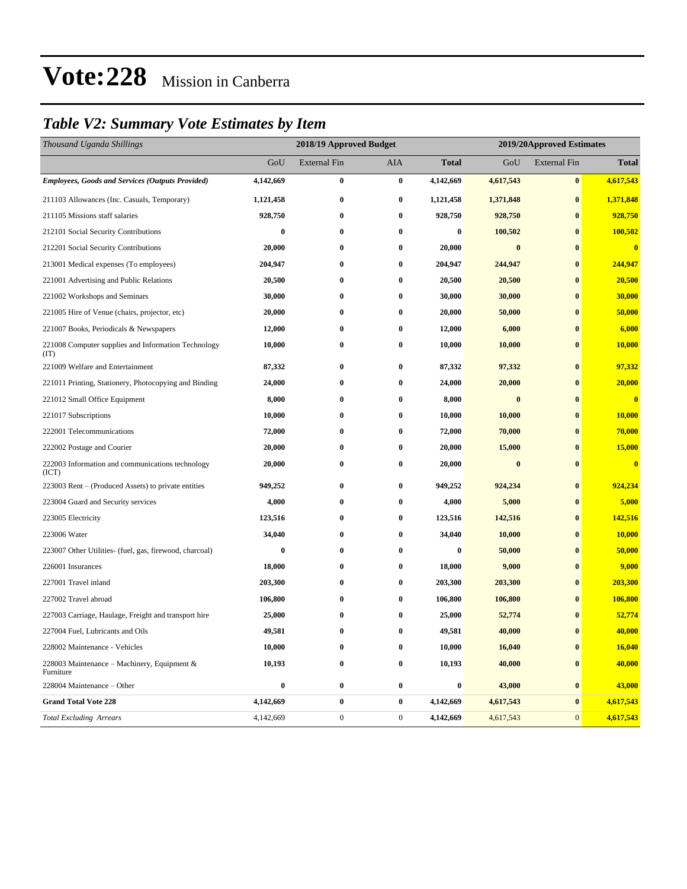# Vote:228 Mission in Canberra

## *Table V2: Summary Vote Estimates by Item*

| *Thousand Uganda Shillings* | 2018/19 Approved Budget | | | | 2019/20Approved Estimates | | |
|---|---|---|---|---|---|---|---|
| | GoU | External Fin | AIA | **Total** | GoU | External Fin | **Total** |
| ***Employees, Goods and Services (Outputs Provided)*** | **4,142,669** | **0** | **0** | **4,142,669** | **4,617,543** | **0** | **4,617,543** |
| 211103 Allowances (Inc. Casuals, Temporary) | **1,121,458** | **0** | **0** | **1,121,458** | **1,371,848** | **0** | **1,371,848** |
| 211105 Missions staff salaries | **928,750** | **0** | **0** | **928,750** | **928,750** | **0** | **928,750** |
| 212101 Social Security Contributions | **0** | **0** | **0** | **0** | **100,502** | **0** | **100,502** |
| 212201 Social Security Contributions | **20,000** | **0** | **0** | **20,000** | **0** | **0** | **0** |
| 213001 Medical expenses (To employees) | **204,947** | **0** | **0** | **204,947** | **244,947** | **0** | **244,947** |
| 221001 Advertising and Public Relations | **20,500** | **0** | **0** | **20,500** | **20,500** | **0** | **20,500** |
| 221002 Workshops and Seminars | **30,000** | **0** | **0** | **30,000** | **30,000** | **0** | **30,000** |
| 221005 Hire of Venue (chairs, projector, etc) | **20,000** | **0** | **0** | **20,000** | **50,000** | **0** | **50,000** |
| 221007 Books, Periodicals & Newspapers | **12,000** | **0** | **0** | **12,000** | **6,000** | **0** | **6,000** |
| 221008 Computer supplies and Information Technology (IT) | **10,000** | **0** | **0** | **10,000** | **10,000** | **0** | **10,000** |
| 221009 Welfare and Entertainment | **87,332** | **0** | **0** | **87,332** | **97,332** | **0** | **97,332** |
| 221011 Printing, Stationery, Photocopying and Binding | **24,000** | **0** | **0** | **24,000** | **20,000** | **0** | **20,000** |
| 221012 Small Office Equipment | **8,000** | **0** | **0** | **8,000** | **0** | **0** | **0** |
| 221017 Subscriptions | **10,000** | **0** | **0** | **10,000** | **10,000** | **0** | **10,000** |
| 222001 Telecommunications | **72,000** | **0** | **0** | **72,000** | **70,000** | **0** | **70,000** |
| 222002 Postage and Courier | **20,000** | **0** | **0** | **20,000** | **15,000** | **0** | **15,000** |
| 222003 Information and communications technology (ICT) | **20,000** | **0** | **0** | **20,000** | **0** | **0** | **0** |
| 223003 Rent – (Produced Assets) to private entities | **949,252** | **0** | **0** | **949,252** | **924,234** | **0** | **924,234** |
| 223004 Guard and Security services | **4,000** | **0** | **0** | **4,000** | **5,000** | **0** | **5,000** |
| 223005 Electricity | **123,516** | **0** | **0** | **123,516** | **142,516** | **0** | **142,516** |
| 223006 Water | **34,040** | **0** | **0** | **34,040** | **10,000** | **0** | **10,000** |
| 223007 Other Utilities- (fuel, gas, firewood, charcoal) | **0** | **0** | **0** | **0** | **50,000** | **0** | **50,000** |
| 226001 Insurances | **18,000** | **0** | **0** | **18,000** | **9,000** | **0** | **9,000** |
| 227001 Travel inland | **203,300** | **0** | **0** | **203,300** | **203,300** | **0** | **203,300** |
| 227002 Travel abroad | **106,800** | **0** | **0** | **106,800** | **106,800** | **0** | **106,800** |
| 227003 Carriage, Haulage, Freight and transport hire | **25,000** | **0** | **0** | **25,000** | **52,774** | **0** | **52,774** |
| 227004 Fuel, Lubricants and Oils | **49,581** | **0** | **0** | **49,581** | **40,000** | **0** | **40,000** |
| 228002 Maintenance - Vehicles | **10,000** | **0** | **0** | **10,000** | **16,040** | **0** | **16,040** |
| 228003 Maintenance – Machinery, Equipment & Furniture | **10,193** | **0** | **0** | **10,193** | **40,000** | **0** | **40,000** |
| 228004 Maintenance – Other | **0** | **0** | **0** | **0** | **43,000** | **0** | **43,000** |
| **Grand Total Vote 228** | **4,142,669** | **0** | **0** | **4,142,669** | **4,617,543** | **0** | **4,617,543** |
| *Total Excluding Arrears* | 4,142,669 | 0 | 0 | **4,142,669** | 4,617,543 | 0 | **4,617,543** |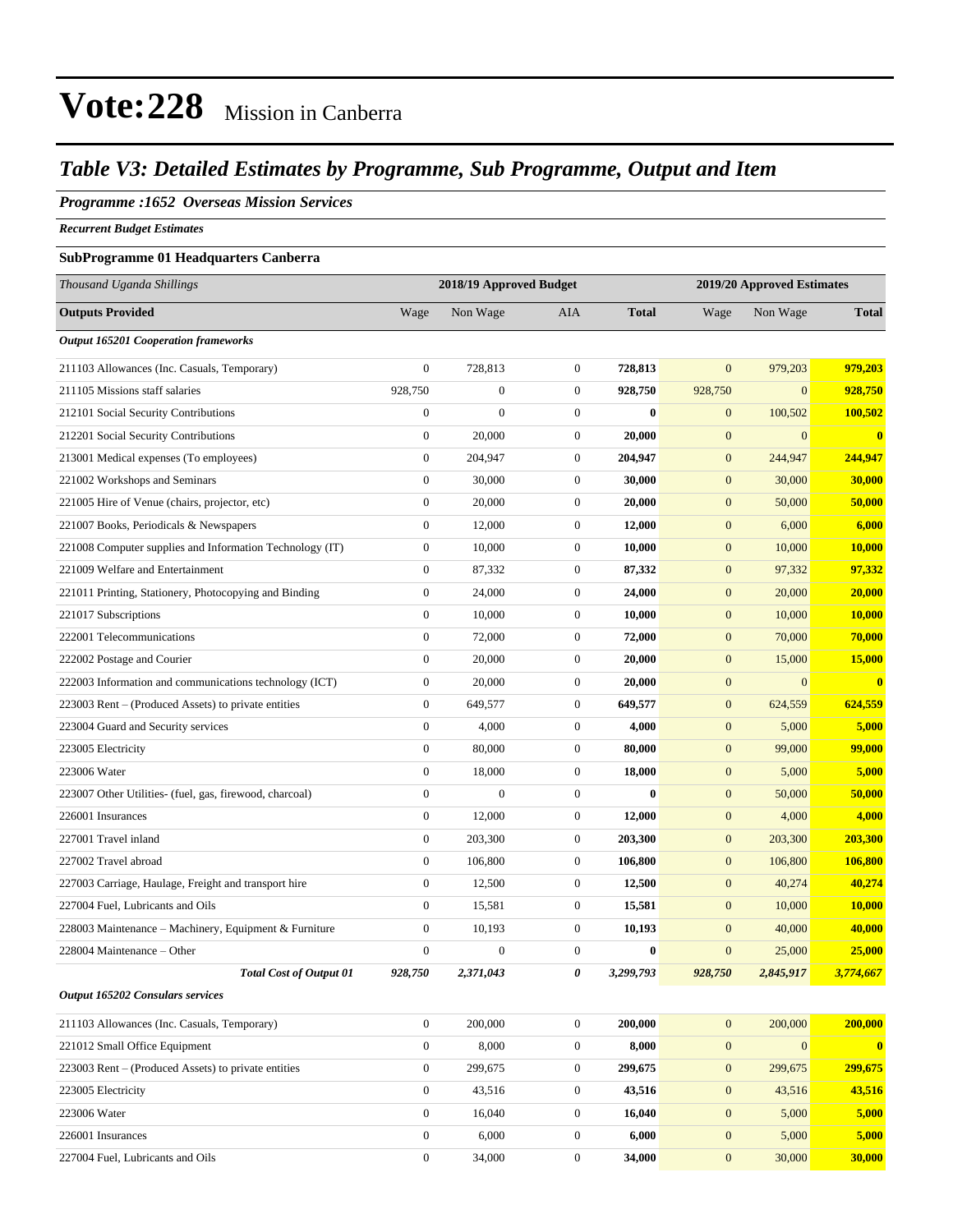# Vote:228 Mission in Canberra

## Table V3: Detailed Estimates by Programme, Sub Programme, Output and Item

### Programme :1652 Overseas Mission Services

*Recurrent Budget Estimates*

**SubProgramme 01 Headquarters Canberra**

| *Thousand Uganda Shillings* | 2018/19 Approved Budget | | | | 2019/20 Approved Estimates | | |
|---|---|---|---|---|---|---|---|
| **Outputs Provided** | Wage | Non Wage | AIA | **Total** | Wage | Non Wage | **Total** |
| ***Output 165201 Cooperation frameworks*** | | | | | | | |
| 211103 Allowances (Inc. Casuals, Temporary) | 0 | 728,813 | 0 | **728,813** | 0 | 979,203 | **979,203** |
| 211105 Missions staff salaries | 928,750 | 0 | 0 | **928,750** | 928,750 | 0 | **928,750** |
| 212101 Social Security Contributions | 0 | 0 | 0 | **0** | 0 | 100,502 | **100,502** |
| 212201 Social Security Contributions | 0 | 20,000 | 0 | **20,000** | 0 | 0 | **0** |
| 213001 Medical expenses (To employees) | 0 | 204,947 | 0 | **204,947** | 0 | 244,947 | **244,947** |
| 221002 Workshops and Seminars | 0 | 30,000 | 0 | **30,000** | 0 | 30,000 | **30,000** |
| 221005 Hire of Venue (chairs, projector, etc) | 0 | 20,000 | 0 | **20,000** | 0 | 50,000 | **50,000** |
| 221007 Books, Periodicals & Newspapers | 0 | 12,000 | 0 | **12,000** | 0 | 6,000 | **6,000** |
| 221008 Computer supplies and Information Technology (IT) | 0 | 10,000 | 0 | **10,000** | 0 | 10,000 | **10,000** |
| 221009 Welfare and Entertainment | 0 | 87,332 | 0 | **87,332** | 0 | 97,332 | **97,332** |
| 221011 Printing, Stationery, Photocopying and Binding | 0 | 24,000 | 0 | **24,000** | 0 | 20,000 | **20,000** |
| 221017 Subscriptions | 0 | 10,000 | 0 | **10,000** | 0 | 10,000 | **10,000** |
| 222001 Telecommunications | 0 | 72,000 | 0 | **72,000** | 0 | 70,000 | **70,000** |
| 222002 Postage and Courier | 0 | 20,000 | 0 | **20,000** | 0 | 15,000 | **15,000** |
| 222003 Information and communications technology (ICT) | 0 | 20,000 | 0 | **20,000** | 0 | 0 | **0** |
| 223003 Rent – (Produced Assets) to private entities | 0 | 649,577 | 0 | **649,577** | 0 | 624,559 | **624,559** |
| 223004 Guard and Security services | 0 | 4,000 | 0 | **4,000** | 0 | 5,000 | **5,000** |
| 223005 Electricity | 0 | 80,000 | 0 | **80,000** | 0 | 99,000 | **99,000** |
| 223006 Water | 0 | 18,000 | 0 | **18,000** | 0 | 5,000 | **5,000** |
| 223007 Other Utilities- (fuel, gas, firewood, charcoal) | 0 | 0 | 0 | **0** | 0 | 50,000 | **50,000** |
| 226001 Insurances | 0 | 12,000 | 0 | **12,000** | 0 | 4,000 | **4,000** |
| 227001 Travel inland | 0 | 203,300 | 0 | **203,300** | 0 | 203,300 | **203,300** |
| 227002 Travel abroad | 0 | 106,800 | 0 | **106,800** | 0 | 106,800 | **106,800** |
| 227003 Carriage, Haulage, Freight and transport hire | 0 | 12,500 | 0 | **12,500** | 0 | 40,274 | **40,274** |
| 227004 Fuel, Lubricants and Oils | 0 | 15,581 | 0 | **15,581** | 0 | 10,000 | **10,000** |
| 228003 Maintenance – Machinery, Equipment & Furniture | 0 | 10,193 | 0 | **10,193** | 0 | 40,000 | **40,000** |
| 228004 Maintenance – Other | 0 | 0 | 0 | **0** | 0 | 25,000 | **25,000** |
| ***Total Cost of Output 01*** | ***928,750*** | ***2,371,043*** | ***0*** | ***3,299,793*** | ***928,750*** | ***2,845,917*** | ***3,774,667*** |
| ***Output 165202 Consulars services*** | | | | | | | |
| 211103 Allowances (Inc. Casuals, Temporary) | 0 | 200,000 | 0 | **200,000** | 0 | 200,000 | **200,000** |
| 221012 Small Office Equipment | 0 | 8,000 | 0 | **8,000** | 0 | 0 | **0** |
| 223003 Rent – (Produced Assets) to private entities | 0 | 299,675 | 0 | **299,675** | 0 | 299,675 | **299,675** |
| 223005 Electricity | 0 | 43,516 | 0 | **43,516** | 0 | 43,516 | **43,516** |
| 223006 Water | 0 | 16,040 | 0 | **16,040** | 0 | 5,000 | **5,000** |
| 226001 Insurances | 0 | 6,000 | 0 | **6,000** | 0 | 5,000 | **5,000** |
| 227004 Fuel, Lubricants and Oils | 0 | 34,000 | 0 | **34,000** | 0 | 30,000 | **30,000** |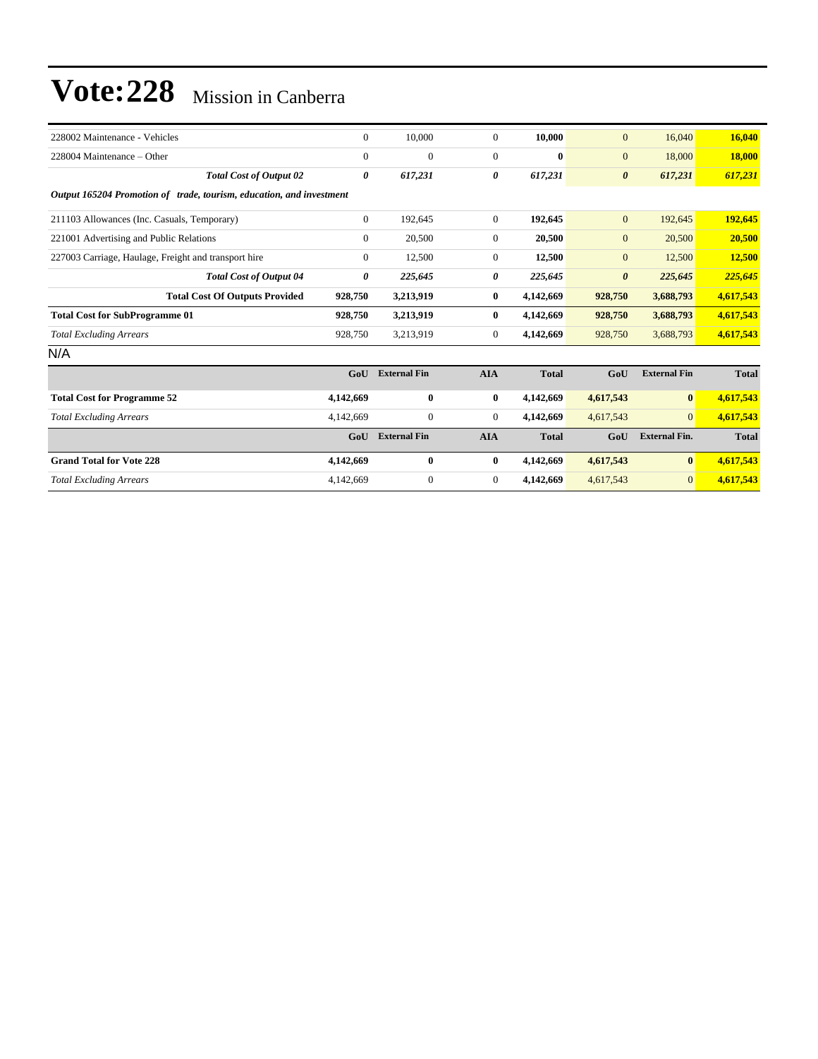# Vote:228 Mission in Canberra

| | | | | | | | |
|---|---|---|---|---|---|---|---|
| 228002 Maintenance - Vehicles | 0 | 10,000 | 0 | **10,000** | 0 | 16,040 | **16,040** |
| 228004 Maintenance – Other | 0 | 0 | 0 | **0** | 0 | 18,000 | **18,000** |
| ***Total Cost of Output 02*** | ***0*** | ***617,231*** | ***0*** | ***617,231*** | ***0*** | ***617,231*** | ***617,231*** |
| ***Output 165204 Promotion of trade, tourism, education, and investment*** | | | | | | | |
| 211103 Allowances (Inc. Casuals, Temporary) | 0 | 192,645 | 0 | **192,645** | 0 | 192,645 | **192,645** |
| 221001 Advertising and Public Relations | 0 | 20,500 | 0 | **20,500** | 0 | 20,500 | **20,500** |
| 227003 Carriage, Haulage, Freight and transport hire | 0 | 12,500 | 0 | **12,500** | 0 | 12,500 | **12,500** |
| ***Total Cost of Output 04*** | ***0*** | ***225,645*** | ***0*** | ***225,645*** | ***0*** | ***225,645*** | ***225,645*** |
| **Total Cost Of Outputs Provided** | **928,750** | **3,213,919** | **0** | **4,142,669** | **928,750** | **3,688,793** | **4,617,543** |
| **Total Cost for SubProgramme 01** | **928,750** | **3,213,919** | **0** | **4,142,669** | **928,750** | **3,688,793** | **4,617,543** |
| *Total Excluding Arrears* | 928,750 | 3,213,919 | 0 | **4,142,669** | 928,750 | 3,688,793 | **4,617,543** |

N/A

| | GoU | External Fin | AIA | Total | GoU | External Fin | Total |
|---|---|---|---|---|---|---|---|
| **Total Cost for Programme 52** | **4,142,669** | **0** | **0** | **4,142,669** | **4,617,543** | **0** | **4,617,543** |
| *Total Excluding Arrears* | 4,142,669 | 0 | 0 | **4,142,669** | 4,617,543 | 0 | **4,617,543** |

| | GoU | External Fin | AIA | Total | GoU | External Fin. | Total |
|---|---|---|---|---|---|---|---|
| **Grand Total for Vote 228** | **4,142,669** | **0** | **0** | **4,142,669** | **4,617,543** | **0** | **4,617,543** |
| *Total Excluding Arrears* | 4,142,669 | 0 | 0 | **4,142,669** | 4,617,543 | 0 | **4,617,543** |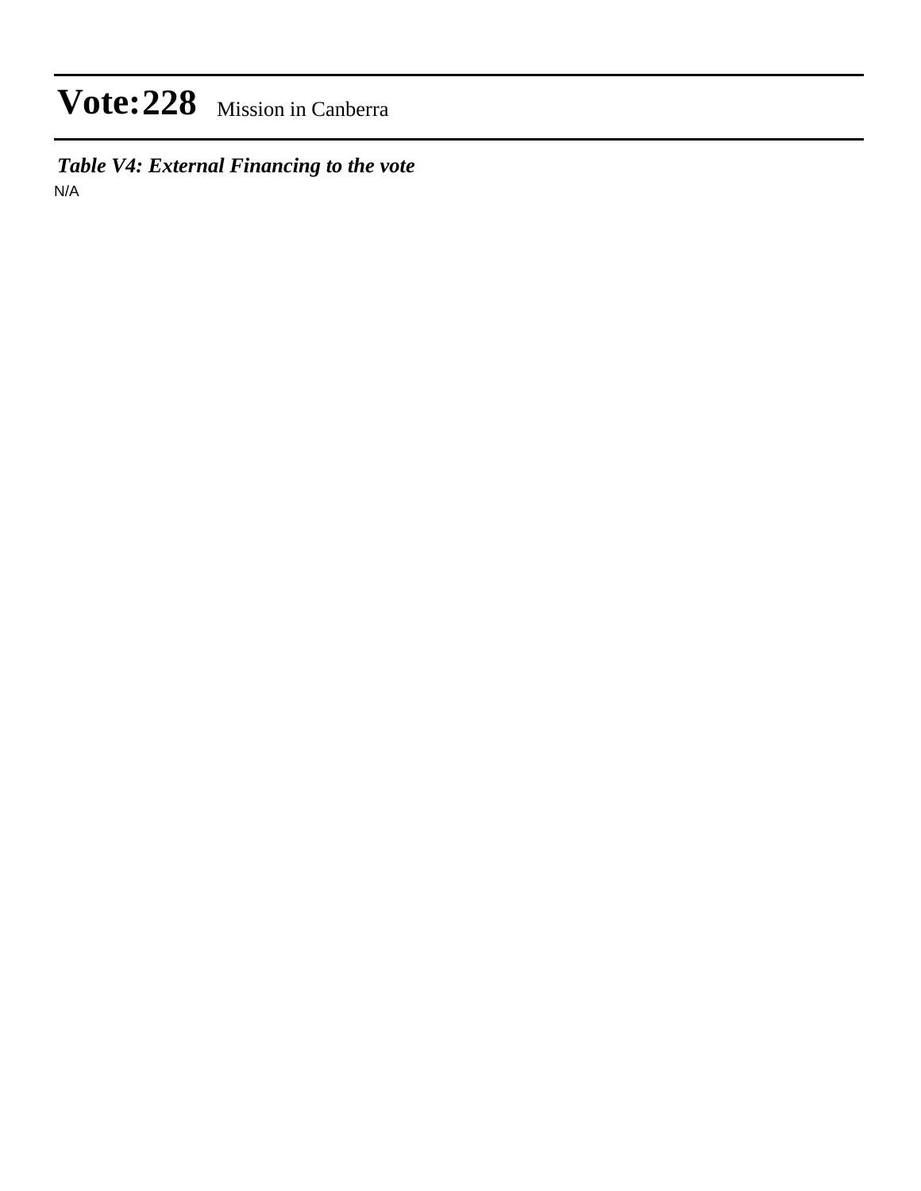# Vote:228 Mission in Canberra

***Table V4: External Financing to the vote***

N/A